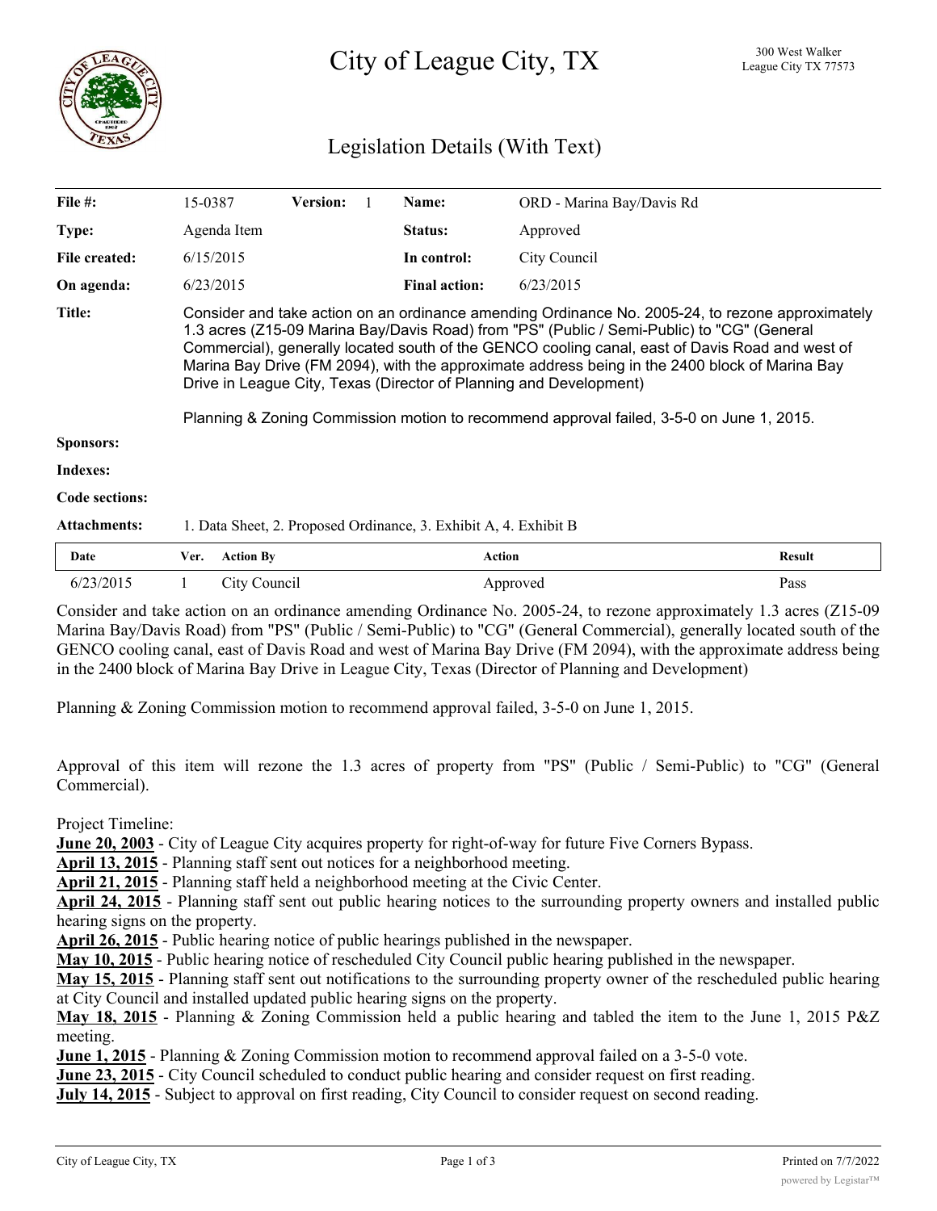# City of League City, TX

300 West Walker
League City TX 77573

## Legislation Details (With Text)

| | | | | | |
|---|---|---|---|---|---|
| **File #:** | 15-0387 | **Version:** 1 | **Name:** | ORD - Marina Bay/Davis Rd | |
| **Type:** | Agenda Item | | **Status:** | Approved | |
| **File created:** | 6/15/2015 | | **In control:** | City Council | |
| **On agenda:** | 6/23/2015 | | **Final action:** | 6/23/2015 | |

**Title:** Consider and take action on an ordinance amending Ordinance No. 2005-24, to rezone approximately 1.3 acres (Z15-09 Marina Bay/Davis Road) from "PS" (Public / Semi-Public) to "CG" (General Commercial), generally located south of the GENCO cooling canal, east of Davis Road and west of Marina Bay Drive (FM 2094), with the approximate address being in the 2400 block of Marina Bay Drive in League City, Texas (Director of Planning and Development)

Planning & Zoning Commission motion to recommend approval failed, 3-5-0 on June 1, 2015.

**Sponsors:**

**Indexes:**

**Code sections:**

**Attachments:** 1. Data Sheet, 2. Proposed Ordinance, 3. Exhibit A, 4. Exhibit B

| Date | Ver. | Action By | Action | Result |
|---|---|---|---|---|
| 6/23/2015 | 1 | City Council | Approved | Pass |

Consider and take action on an ordinance amending Ordinance No. 2005-24, to rezone approximately 1.3 acres (Z15-09 Marina Bay/Davis Road) from "PS" (Public / Semi-Public) to "CG" (General Commercial), generally located south of the GENCO cooling canal, east of Davis Road and west of Marina Bay Drive (FM 2094), with the approximate address being in the 2400 block of Marina Bay Drive in League City, Texas (Director of Planning and Development)

Planning & Zoning Commission motion to recommend approval failed, 3-5-0 on June 1, 2015.

Approval of this item will rezone the 1.3 acres of property from "PS" (Public / Semi-Public) to "CG" (General Commercial).

Project Timeline:

**June 20, 2003** - City of League City acquires property for right-of-way for future Five Corners Bypass.
**April 13, 2015** - Planning staff sent out notices for a neighborhood meeting.
**April 21, 2015** - Planning staff held a neighborhood meeting at the Civic Center.
**April 24, 2015** - Planning staff sent out public hearing notices to the surrounding property owners and installed public hearing signs on the property.
**April 26, 2015** - Public hearing notice of public hearings published in the newspaper.
**May 10, 2015** - Public hearing notice of rescheduled City Council public hearing published in the newspaper.
**May 15, 2015** - Planning staff sent out notifications to the surrounding property owner of the rescheduled public hearing at City Council and installed updated public hearing signs on the property.
**May 18, 2015** - Planning & Zoning Commission held a public hearing and tabled the item to the June 1, 2015 P&Z meeting.
**June 1, 2015** - Planning & Zoning Commission motion to recommend approval failed on a 3-5-0 vote.
**June 23, 2015** - City Council scheduled to conduct public hearing and consider request on first reading.
**July 14, 2015** - Subject to approval on first reading, City Council to consider request on second reading.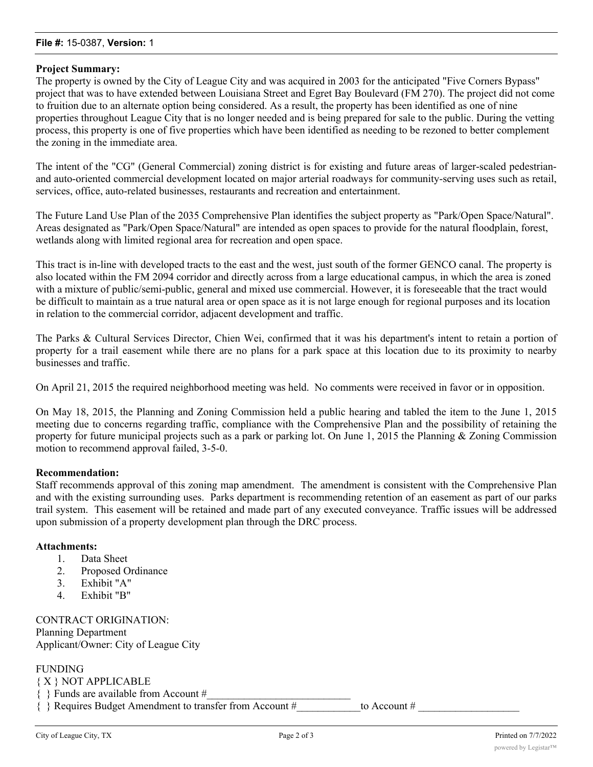**File #:** 15-0387, **Version:** 1

**Project Summary:**

The property is owned by the City of League City and was acquired in 2003 for the anticipated "Five Corners Bypass" project that was to have extended between Louisiana Street and Egret Bay Boulevard (FM 270). The project did not come to fruition due to an alternate option being considered. As a result, the property has been identified as one of nine properties throughout League City that is no longer needed and is being prepared for sale to the public. During the vetting process, this property is one of five properties which have been identified as needing to be rezoned to better complement the zoning in the immediate area.

The intent of the "CG" (General Commercial) zoning district is for existing and future areas of larger-scaled pedestrian- and auto-oriented commercial development located on major arterial roadways for community-serving uses such as retail, services, office, auto-related businesses, restaurants and recreation and entertainment.

The Future Land Use Plan of the 2035 Comprehensive Plan identifies the subject property as "Park/Open Space/Natural". Areas designated as "Park/Open Space/Natural" are intended as open spaces to provide for the natural floodplain, forest, wetlands along with limited regional area for recreation and open space.

This tract is in-line with developed tracts to the east and the west, just south of the former GENCO canal. The property is also located within the FM 2094 corridor and directly across from a large educational campus, in which the area is zoned with a mixture of public/semi-public, general and mixed use commercial. However, it is foreseeable that the tract would be difficult to maintain as a true natural area or open space as it is not large enough for regional purposes and its location in relation to the commercial corridor, adjacent development and traffic.

The Parks & Cultural Services Director, Chien Wei, confirmed that it was his department's intent to retain a portion of property for a trail easement while there are no plans for a park space at this location due to its proximity to nearby businesses and traffic.

On April 21, 2015 the required neighborhood meeting was held. No comments were received in favor or in opposition.

On May 18, 2015, the Planning and Zoning Commission held a public hearing and tabled the item to the June 1, 2015 meeting due to concerns regarding traffic, compliance with the Comprehensive Plan and the possibility of retaining the property for future municipal projects such as a park or parking lot. On June 1, 2015 the Planning & Zoning Commission motion to recommend approval failed, 3-5-0.

**Recommendation:**

Staff recommends approval of this zoning map amendment. The amendment is consistent with the Comprehensive Plan and with the existing surrounding uses. Parks department is recommending retention of an easement as part of our parks trail system. This easement will be retained and made part of any executed conveyance. Traffic issues will be addressed upon submission of a property development plan through the DRC process.

**Attachments:**

1. Data Sheet
2. Proposed Ordinance
3. Exhibit "A"
4. Exhibit "B"

CONTRACT ORIGINATION:
Planning Department
Applicant/Owner: City of League City

FUNDING
{ X } NOT APPLICABLE
{ } Funds are available from Account #___________________________
{ } Requires Budget Amendment to transfer from Account #____________to Account # ___________________